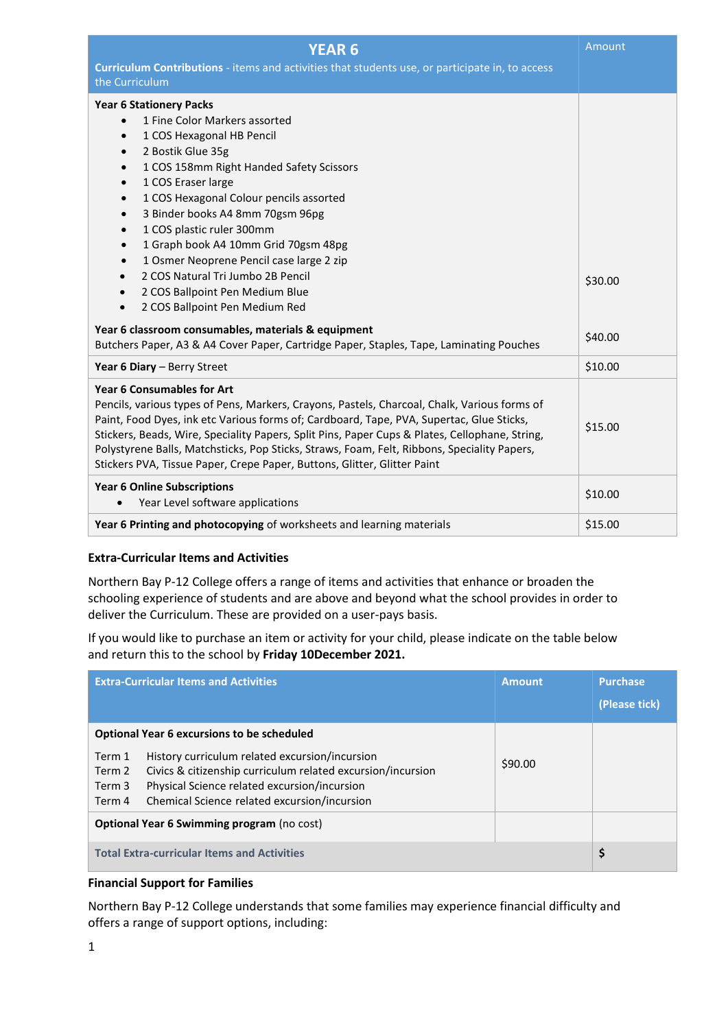| **YEAR 6**<br>**Curriculum Contributions** - items and activities that students use, or participate in, to access the Curriculum | Amount |
|---|---|
| **Year 6 Stationery Packs**<br>• 1 Fine Color Markers assorted<br>• 1 COS Hexagonal HB Pencil<br>• 2 Bostik Glue 35g<br>• 1 COS 158mm Right Handed Safety Scissors<br>• 1 COS Eraser large<br>• 1 COS Hexagonal Colour pencils assorted<br>• 3 Binder books A4 8mm 70gsm 96pg<br>• 1 COS plastic ruler 300mm<br>• 1 Graph book A4 10mm Grid 70gsm 48pg<br>• 1 Osmer Neoprene Pencil case large 2 zip<br>• 2 COS Natural Tri Jumbo 2B Pencil<br>• 2 COS Ballpoint Pen Medium Blue<br>• 2 COS Ballpoint Pen Medium Red | $30.00 |
| **Year 6 classroom consumables, materials & equipment**<br>Butchers Paper, A3 & A4 Cover Paper, Cartridge Paper, Staples, Tape, Laminating Pouches | $40.00 |
| **Year 6 Diary** – Berry Street | $10.00 |
| **Year 6 Consumables for Art**<br>Pencils, various types of Pens, Markers, Crayons, Pastels, Charcoal, Chalk, Various forms of Paint, Food Dyes, ink etc Various forms of; Cardboard, Tape, PVA, Supertac, Glue Sticks, Stickers, Beads, Wire, Speciality Papers, Split Pins, Paper Cups & Plates, Cellophane, String, Polystyrene Balls, Matchsticks, Pop Sticks, Straws, Foam, Felt, Ribbons, Speciality Papers, Stickers PVA, Tissue Paper, Crepe Paper, Buttons, Glitter, Glitter Paint | $15.00 |
| **Year 6 Online Subscriptions**<br>• Year Level software applications | $10.00 |
| **Year 6 Printing and photocopying** of worksheets and learning materials | $15.00 |

**Extra-Curricular Items and Activities**

Northern Bay P-12 College offers a range of items and activities that enhance or broaden the schooling experience of students and are above and beyond what the school provides in order to deliver the Curriculum. These are provided on a user-pays basis.

If you would like to purchase an item or activity for your child, please indicate on the table below and return this to the school by **Friday 10December 2021.**

| Extra-Curricular Items and Activities | Amount | Purchase (Please tick) |
|---|---|---|
| **Optional Year 6 excursions to be scheduled**<br>Term 1 History curriculum related excursion/incursion<br>Term 2 Civics & citizenship curriculum related excursion/incursion<br>Term 3 Physical Science related excursion/incursion<br>Term 4 Chemical Science related excursion/incursion | $90.00 | |
| **Optional Year 6 Swimming program** (no cost) | | |
| **Total Extra-curricular Items and Activities** | | $ |

**Financial Support for Families**

Northern Bay P-12 College understands that some families may experience financial difficulty and offers a range of support options, including: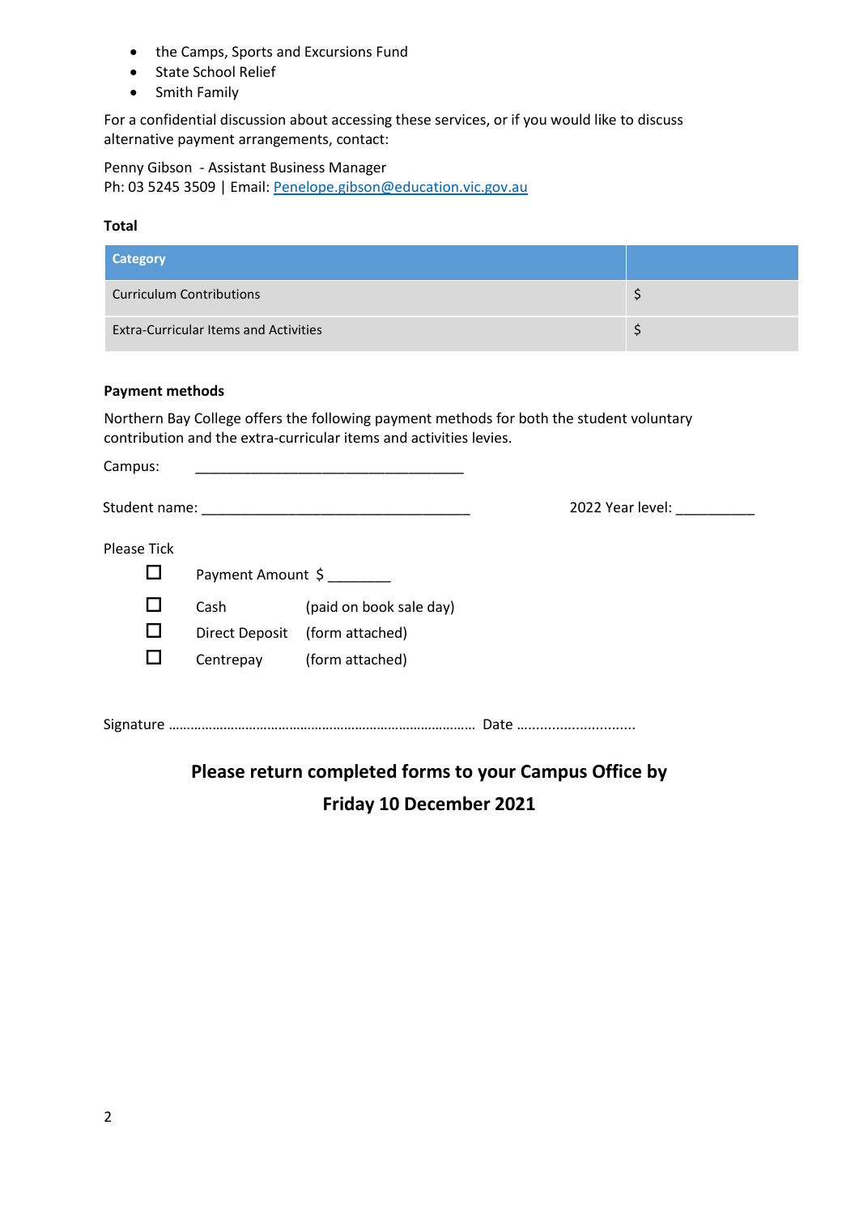- the Camps, Sports and Excursions Fund
- State School Relief
- Smith Family

For a confidential discussion about accessing these services, or if you would like to discuss alternative payment arrangements, contact:

Penny Gibson - Assistant Business Manager
Ph: 03 5245 3509 | Email: Penelope.gibson@education.vic.gov.au

**Total**

| Category | |
|---|---|
| Curriculum Contributions | $ |
| Extra-Curricular Items and Activities | $ |

**Payment methods**

Northern Bay College offers the following payment methods for both the student voluntary contribution and the extra-curricular items and activities levies.

Campus: ___________________________________

Student name: ___________________________________ 2022 Year level: __________

Please Tick

- ☐ Payment Amount $ ________
- ☐ Cash (paid on book sale day)
- ☐ Direct Deposit (form attached)
- ☐ Centrepay (form attached)

Signature ………………………………………………………………………… Date ..............................

**Please return completed forms to your Campus Office by Friday 10 December 2021**